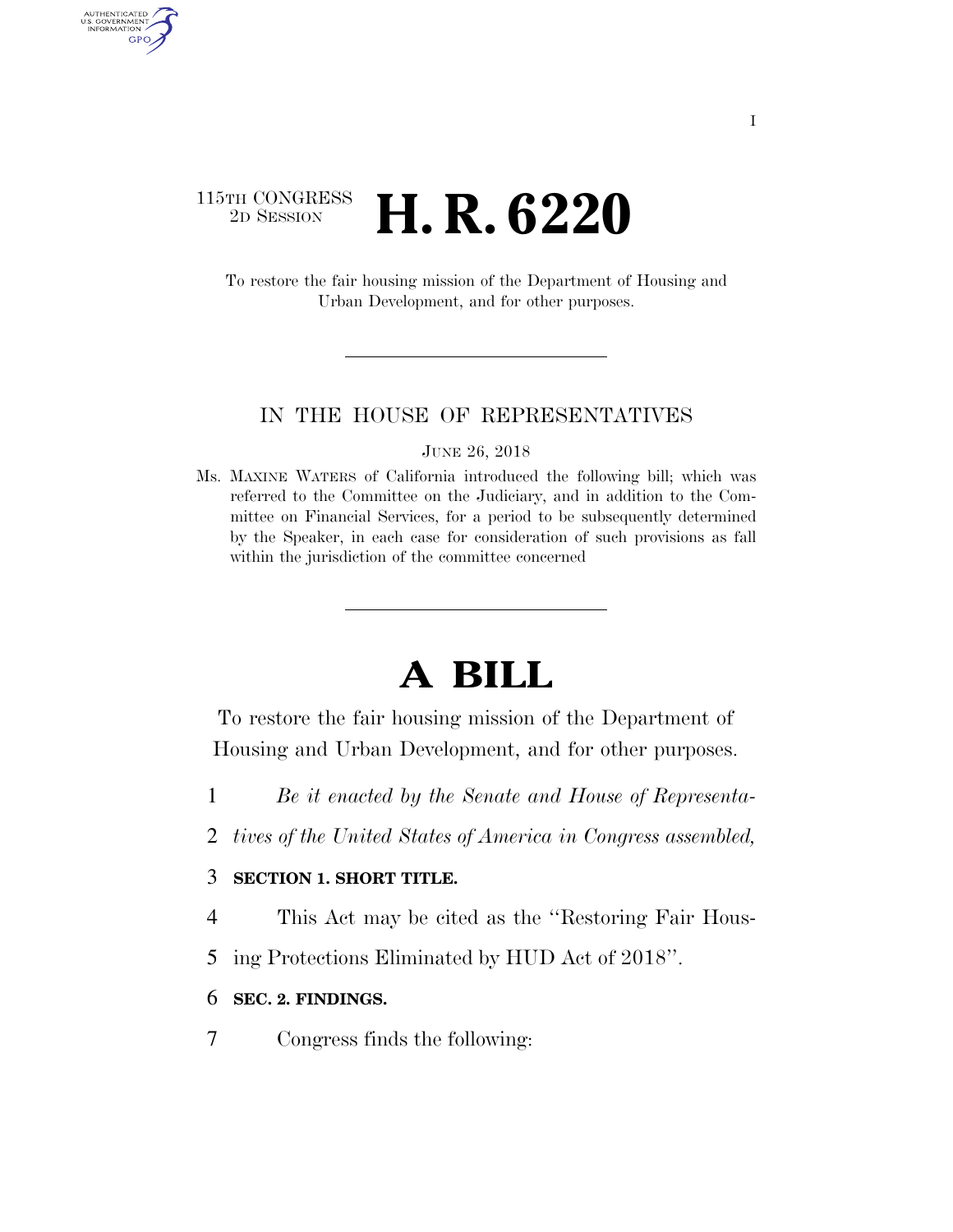115TH CONGRESS
2D SESSION

# H. R. 6220

To restore the fair housing mission of the Department of Housing and Urban Development, and for other purposes.

IN THE HOUSE OF REPRESENTATIVES

JUNE 26, 2018

Ms. MAXINE WATERS of California introduced the following bill; which was referred to the Committee on the Judiciary, and in addition to the Committee on Financial Services, for a period to be subsequently determined by the Speaker, in each case for consideration of such provisions as fall within the jurisdiction of the committee concerned

# A BILL

To restore the fair housing mission of the Department of Housing and Urban Development, and for other purposes.

*Be it enacted by the Senate and House of Representatives of the United States of America in Congress assembled,*

**SECTION 1. SHORT TITLE.**

This Act may be cited as the ''Restoring Fair Housing Protections Eliminated by HUD Act of 2018''.

**SEC. 2. FINDINGS.**

Congress finds the following: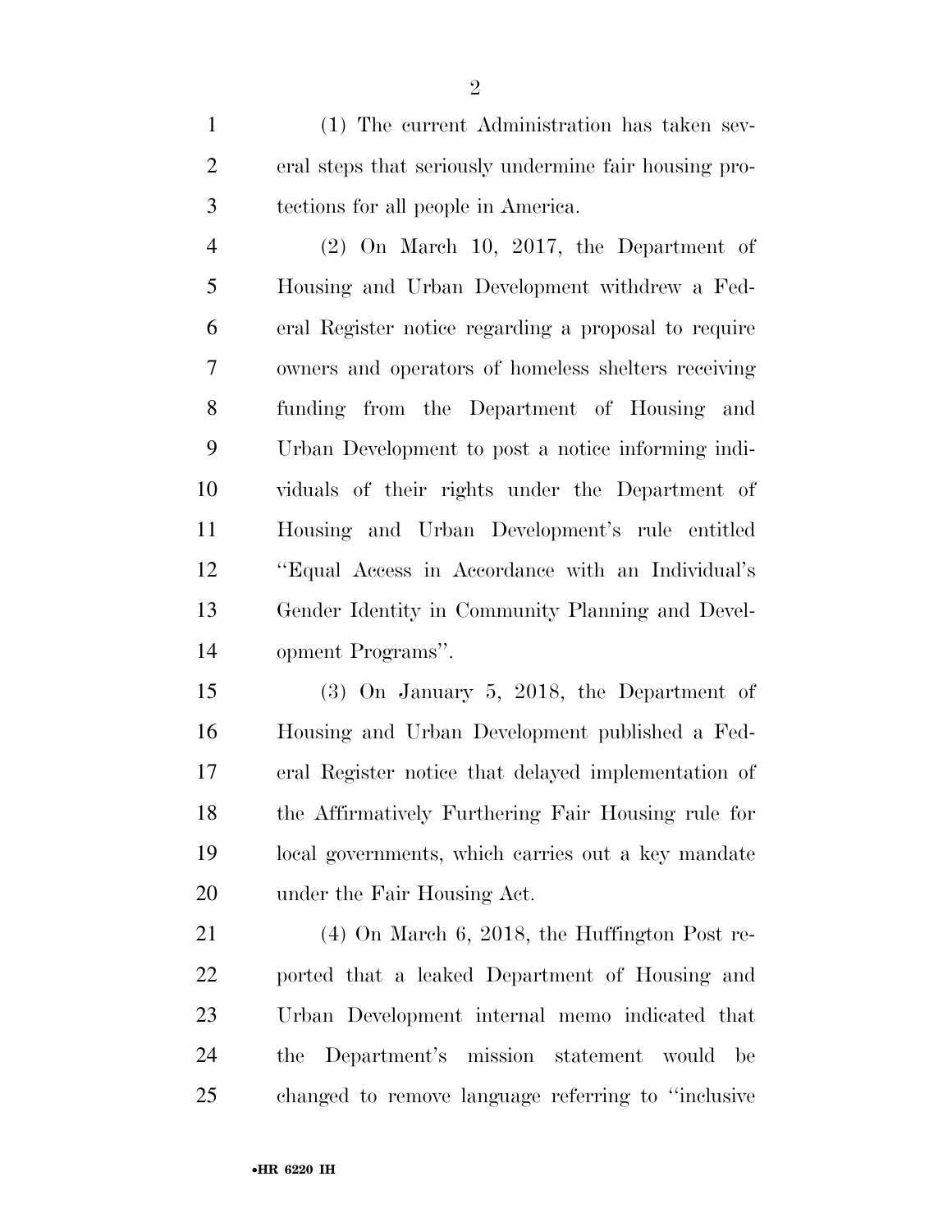(1) The current Administration has taken several steps that seriously undermine fair housing protections for all people in America.

(2) On March 10, 2017, the Department of Housing and Urban Development withdrew a Federal Register notice regarding a proposal to require owners and operators of homeless shelters receiving funding from the Department of Housing and Urban Development to post a notice informing individuals of their rights under the Department of Housing and Urban Development's rule entitled "Equal Access in Accordance with an Individual's Gender Identity in Community Planning and Development Programs".

(3) On January 5, 2018, the Department of Housing and Urban Development published a Federal Register notice that delayed implementation of the Affirmatively Furthering Fair Housing rule for local governments, which carries out a key mandate under the Fair Housing Act.

(4) On March 6, 2018, the Huffington Post reported that a leaked Department of Housing and Urban Development internal memo indicated that the Department's mission statement would be changed to remove language referring to "inclusive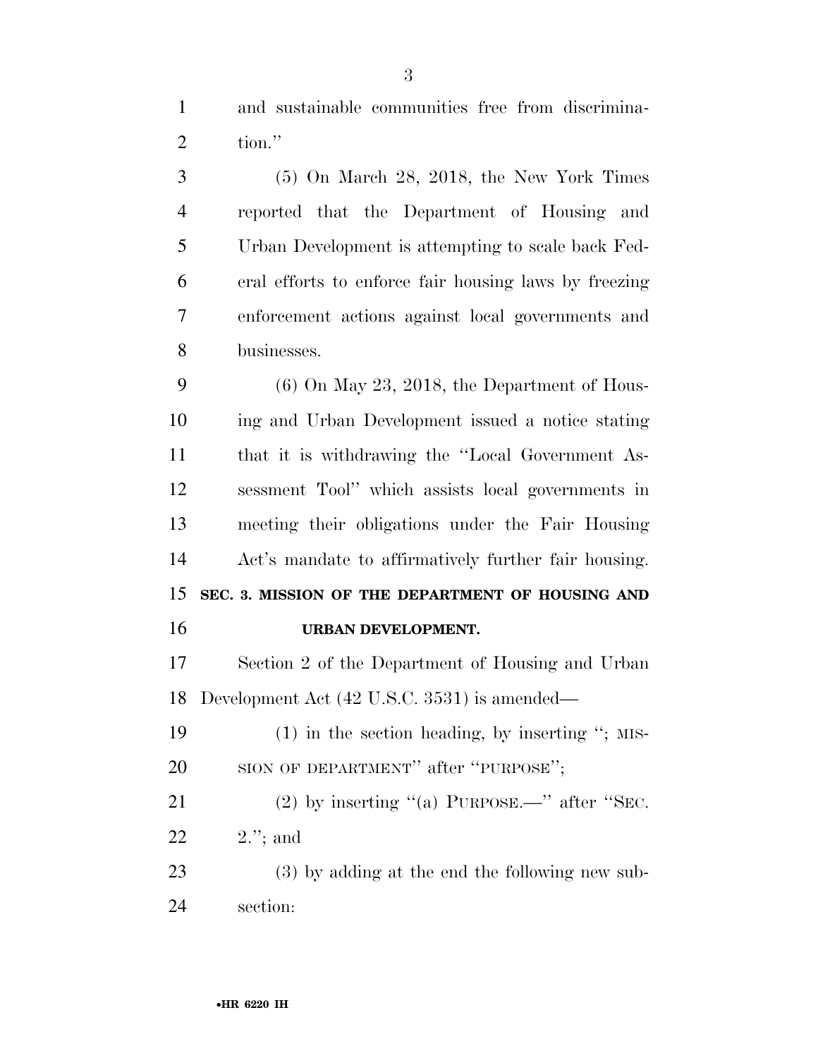and sustainable communities free from discrimination.''

(5) On March 28, 2018, the New York Times reported that the Department of Housing and Urban Development is attempting to scale back Federal efforts to enforce fair housing laws by freezing enforcement actions against local governments and businesses.

(6) On May 23, 2018, the Department of Housing and Urban Development issued a notice stating that it is withdrawing the ''Local Government Assessment Tool'' which assists local governments in meeting their obligations under the Fair Housing Act's mandate to affirmatively further fair housing.

## SEC. 3. MISSION OF THE DEPARTMENT OF HOUSING AND URBAN DEVELOPMENT.

Section 2 of the Department of Housing and Urban Development Act (42 U.S.C. 3531) is amended—

(1) in the section heading, by inserting ''; MISSION OF DEPARTMENT'' after ''PURPOSE'';

(2) by inserting ''(a) PURPOSE.—'' after ''SEC. 2.''; and

(3) by adding at the end the following new subsection: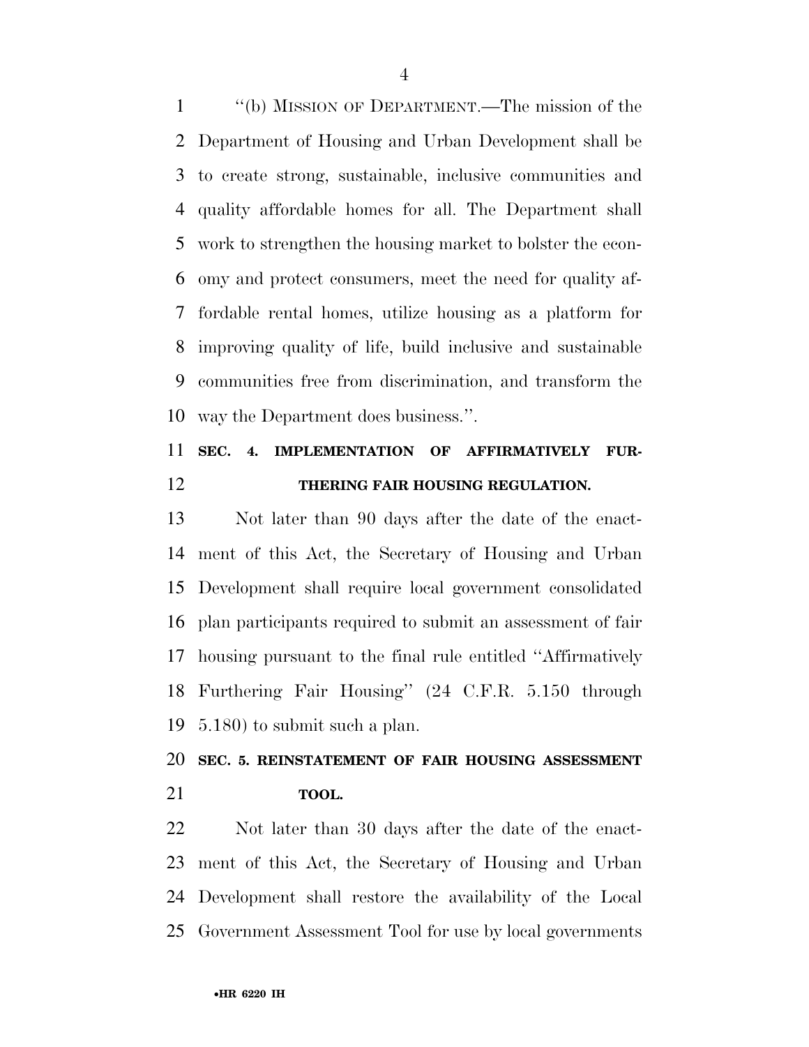"(b) MISSION OF DEPARTMENT.—The mission of the Department of Housing and Urban Development shall be to create strong, sustainable, inclusive communities and quality affordable homes for all. The Department shall work to strengthen the housing market to bolster the economy and protect consumers, meet the need for quality affordable rental homes, utilize housing as a platform for improving quality of life, build inclusive and sustainable communities free from discrimination, and transform the way the Department does business.".

**SEC. 4. IMPLEMENTATION OF AFFIRMATIVELY FURTHERING FAIR HOUSING REGULATION.**

Not later than 90 days after the date of the enactment of this Act, the Secretary of Housing and Urban Development shall require local government consolidated plan participants required to submit an assessment of fair housing pursuant to the final rule entitled "Affirmatively Furthering Fair Housing" (24 C.F.R. 5.150 through 5.180) to submit such a plan.

**SEC. 5. REINSTATEMENT OF FAIR HOUSING ASSESSMENT TOOL.**

Not later than 30 days after the date of the enactment of this Act, the Secretary of Housing and Urban Development shall restore the availability of the Local Government Assessment Tool for use by local governments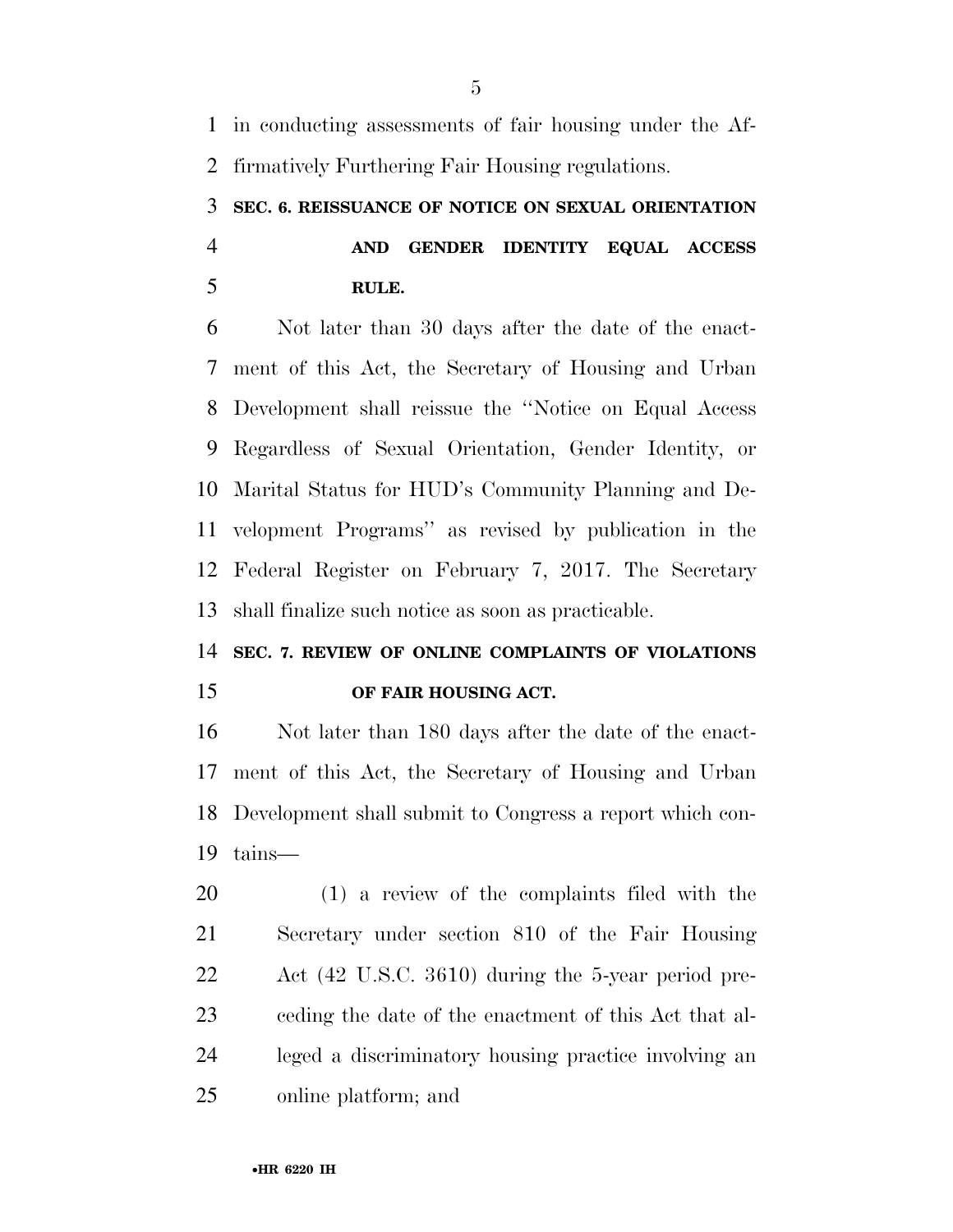in conducting assessments of fair housing under the Affirmatively Furthering Fair Housing regulations.

### SEC. 6. REISSUANCE OF NOTICE ON SEXUAL ORIENTATION AND GENDER IDENTITY EQUAL ACCESS RULE.

Not later than 30 days after the date of the enactment of this Act, the Secretary of Housing and Urban Development shall reissue the "Notice on Equal Access Regardless of Sexual Orientation, Gender Identity, or Marital Status for HUD's Community Planning and Development Programs" as revised by publication in the Federal Register on February 7, 2017. The Secretary shall finalize such notice as soon as practicable.

### SEC. 7. REVIEW OF ONLINE COMPLAINTS OF VIOLATIONS OF FAIR HOUSING ACT.

Not later than 180 days after the date of the enactment of this Act, the Secretary of Housing and Urban Development shall submit to Congress a report which contains—

(1) a review of the complaints filed with the Secretary under section 810 of the Fair Housing Act (42 U.S.C. 3610) during the 5-year period preceding the date of the enactment of this Act that alleged a discriminatory housing practice involving an online platform; and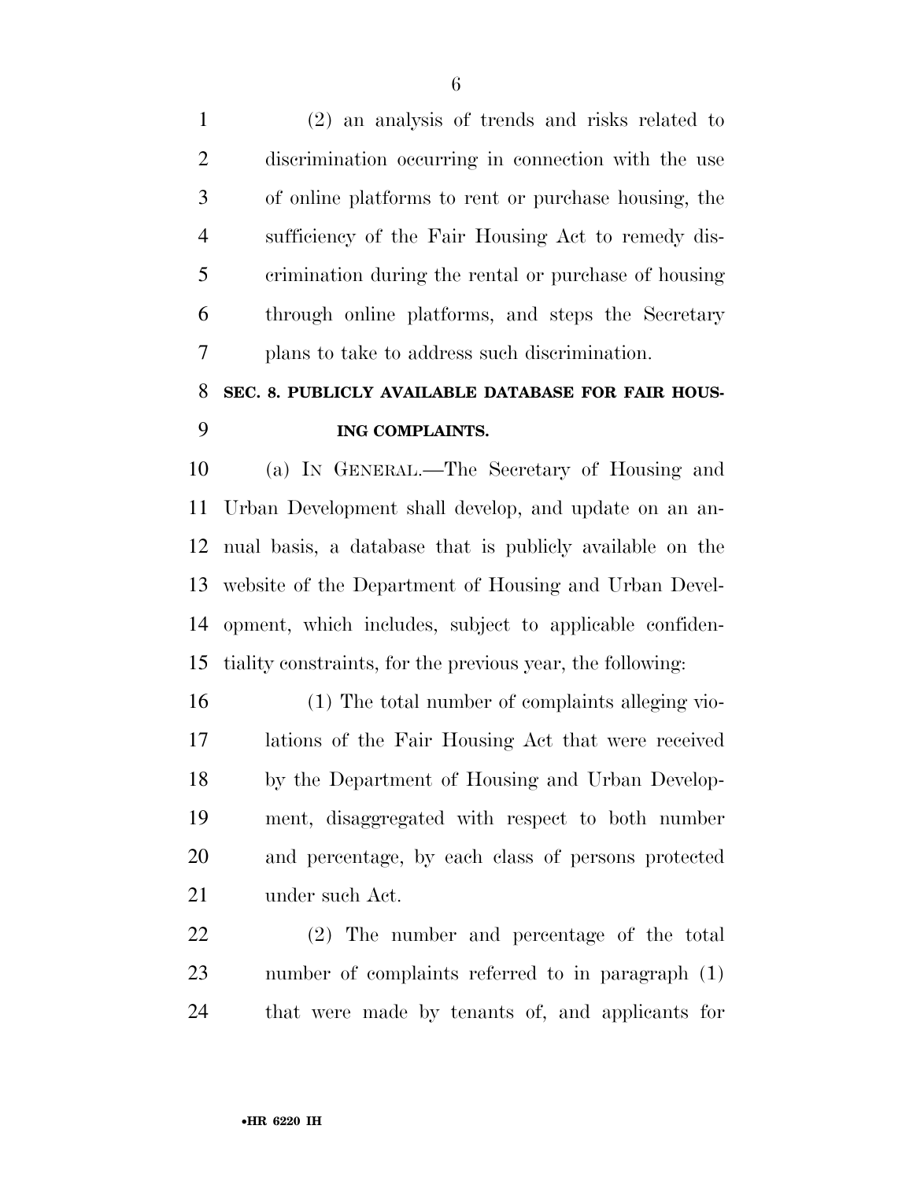(2) an analysis of trends and risks related to discrimination occurring in connection with the use of online platforms to rent or purchase housing, the sufficiency of the Fair Housing Act to remedy discrimination during the rental or purchase of housing through online platforms, and steps the Secretary plans to take to address such discrimination.

## SEC. 8. PUBLICLY AVAILABLE DATABASE FOR FAIR HOUSING COMPLAINTS.

(a) IN GENERAL.—The Secretary of Housing and Urban Development shall develop, and update on an annual basis, a database that is publicly available on the website of the Department of Housing and Urban Development, which includes, subject to applicable confidentiality constraints, for the previous year, the following:

(1) The total number of complaints alleging violations of the Fair Housing Act that were received by the Department of Housing and Urban Development, disaggregated with respect to both number and percentage, by each class of persons protected under such Act.

(2) The number and percentage of the total number of complaints referred to in paragraph (1) that were made by tenants of, and applicants for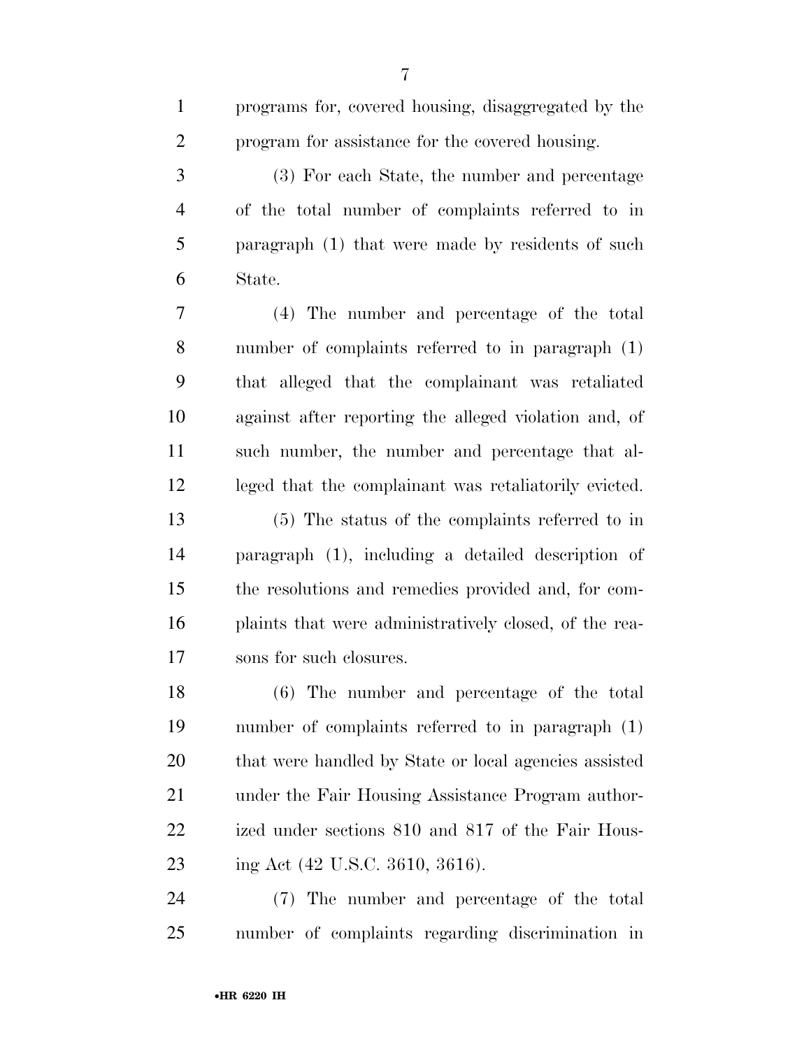programs for, covered housing, disaggregated by the program for assistance for the covered housing.

(3) For each State, the number and percentage of the total number of complaints referred to in paragraph (1) that were made by residents of such State.

(4) The number and percentage of the total number of complaints referred to in paragraph (1) that alleged that the complainant was retaliated against after reporting the alleged violation and, of such number, the number and percentage that alleged that the complainant was retaliatorily evicted.

(5) The status of the complaints referred to in paragraph (1), including a detailed description of the resolutions and remedies provided and, for complaints that were administratively closed, of the reasons for such closures.

(6) The number and percentage of the total number of complaints referred to in paragraph (1) that were handled by State or local agencies assisted under the Fair Housing Assistance Program authorized under sections 810 and 817 of the Fair Housing Act (42 U.S.C. 3610, 3616).

(7) The number and percentage of the total number of complaints regarding discrimination in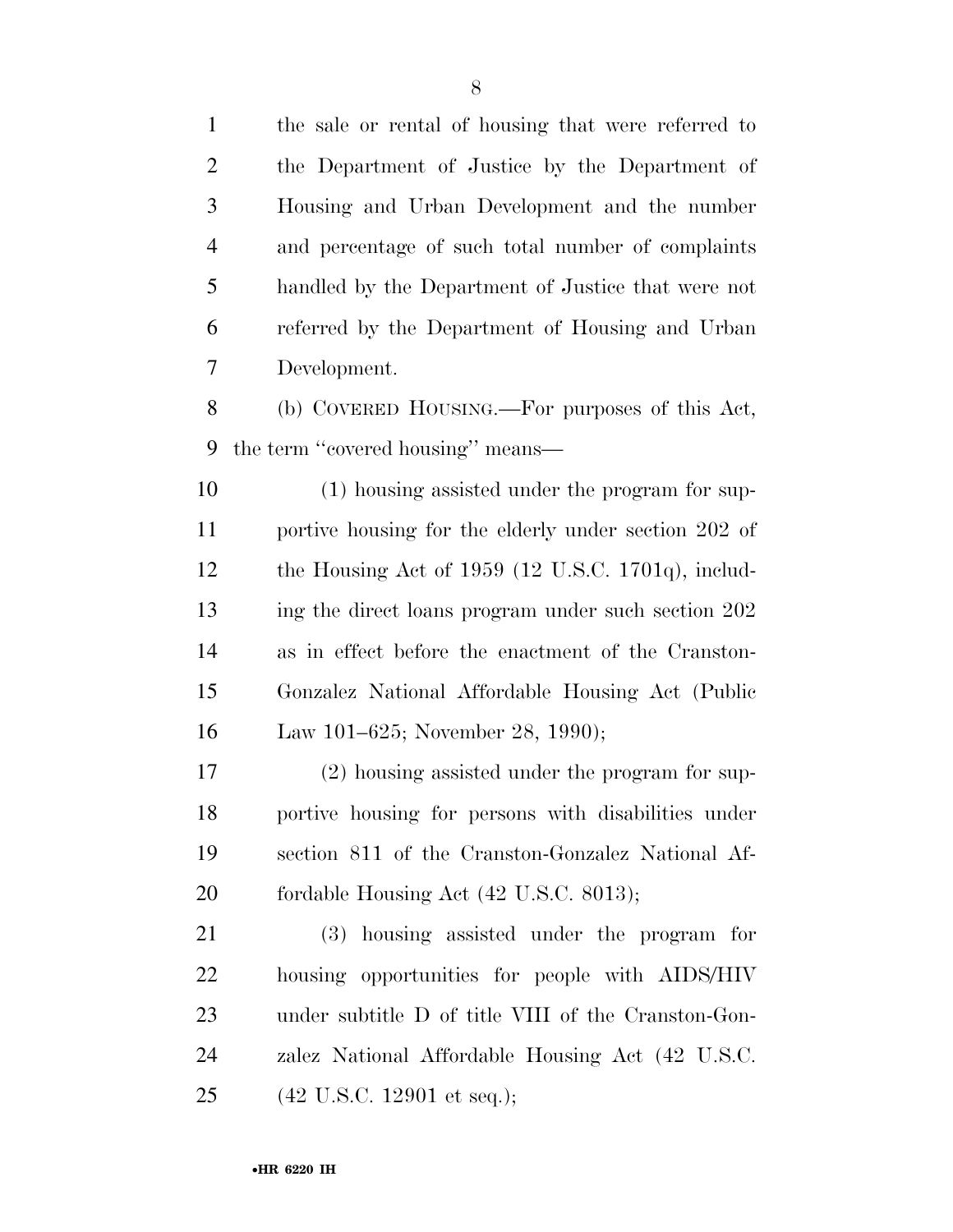the sale or rental of housing that were referred to the Department of Justice by the Department of Housing and Urban Development and the number and percentage of such total number of complaints handled by the Department of Justice that were not referred by the Department of Housing and Urban Development.

(b) COVERED HOUSING.—For purposes of this Act, the term ''covered housing'' means—

(1) housing assisted under the program for supportive housing for the elderly under section 202 of the Housing Act of 1959 (12 U.S.C. 1701q), including the direct loans program under such section 202 as in effect before the enactment of the Cranston-Gonzalez National Affordable Housing Act (Public Law 101–625; November 28, 1990);

(2) housing assisted under the program for supportive housing for persons with disabilities under section 811 of the Cranston-Gonzalez National Affordable Housing Act (42 U.S.C. 8013);

(3) housing assisted under the program for housing opportunities for people with AIDS/HIV under subtitle D of title VIII of the Cranston-Gonzalez National Affordable Housing Act (42 U.S.C. (42 U.S.C. 12901 et seq.);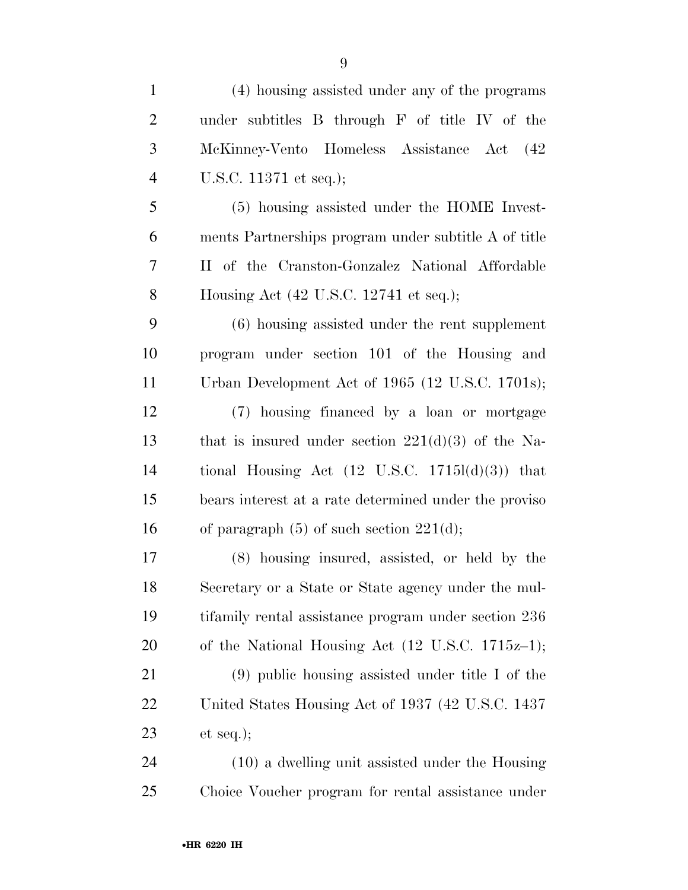(4) housing assisted under any of the programs under subtitles B through F of title IV of the McKinney-Vento Homeless Assistance Act (42 U.S.C. 11371 et seq.);

(5) housing assisted under the HOME Investments Partnerships program under subtitle A of title II of the Cranston-Gonzalez National Affordable Housing Act (42 U.S.C. 12741 et seq.);

(6) housing assisted under the rent supplement program under section 101 of the Housing and Urban Development Act of 1965 (12 U.S.C. 1701s);

(7) housing financed by a loan or mortgage that is insured under section 221(d)(3) of the National Housing Act (12 U.S.C. 1715l(d)(3)) that bears interest at a rate determined under the proviso of paragraph (5) of such section 221(d);

(8) housing insured, assisted, or held by the Secretary or a State or State agency under the multifamily rental assistance program under section 236 of the National Housing Act (12 U.S.C. 1715z–1);

(9) public housing assisted under title I of the United States Housing Act of 1937 (42 U.S.C. 1437 et seq.);

(10) a dwelling unit assisted under the Housing Choice Voucher program for rental assistance under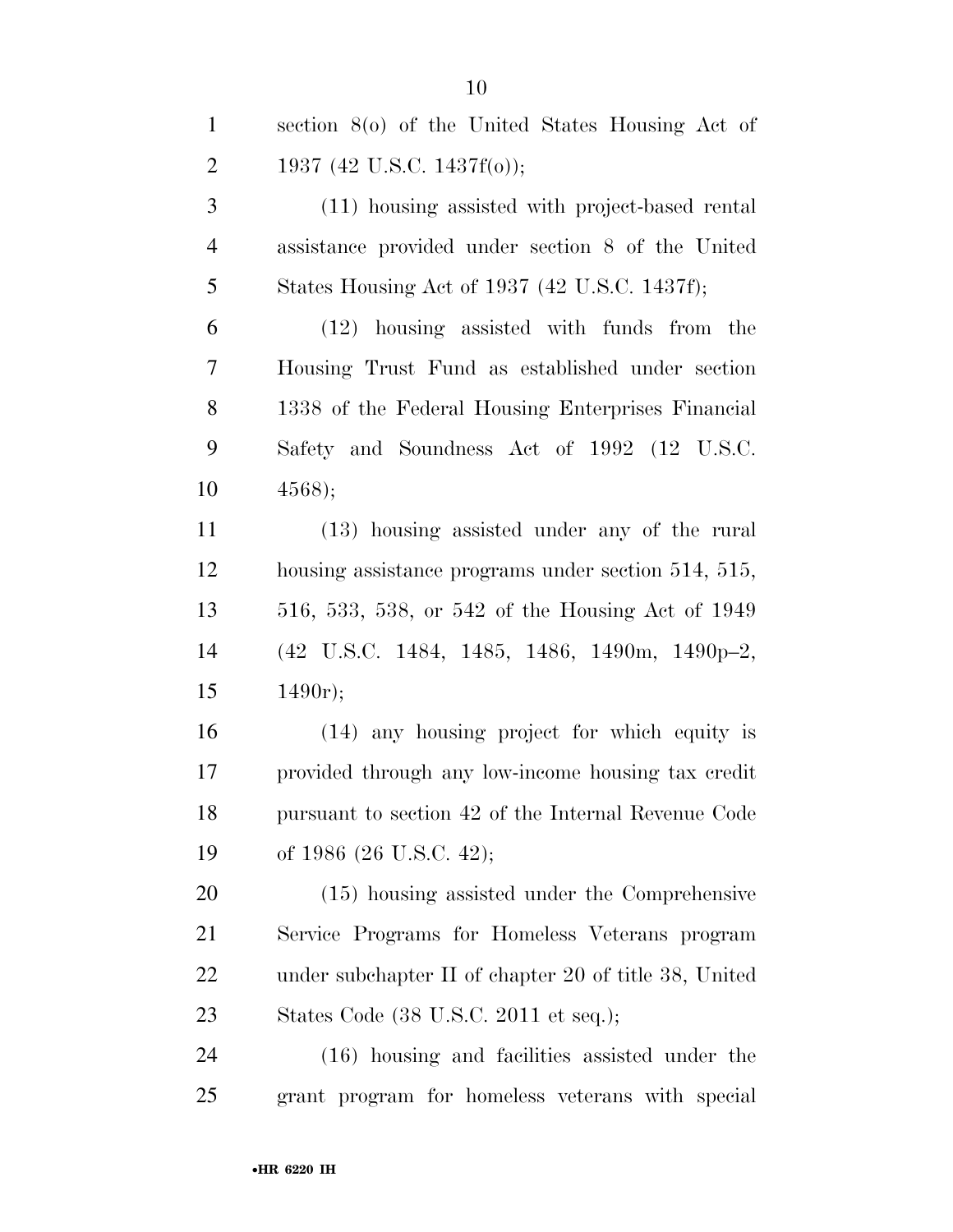section 8(o) of the United States Housing Act of 1937 (42 U.S.C. 1437f(o));

(11) housing assisted with project-based rental assistance provided under section 8 of the United States Housing Act of 1937 (42 U.S.C. 1437f);

(12) housing assisted with funds from the Housing Trust Fund as established under section 1338 of the Federal Housing Enterprises Financial Safety and Soundness Act of 1992 (12 U.S.C. 4568);

(13) housing assisted under any of the rural housing assistance programs under section 514, 515, 516, 533, 538, or 542 of the Housing Act of 1949 (42 U.S.C. 1484, 1485, 1486, 1490m, 1490p–2, 1490r);

(14) any housing project for which equity is provided through any low-income housing tax credit pursuant to section 42 of the Internal Revenue Code of 1986 (26 U.S.C. 42);

(15) housing assisted under the Comprehensive Service Programs for Homeless Veterans program under subchapter II of chapter 20 of title 38, United States Code (38 U.S.C. 2011 et seq.);

(16) housing and facilities assisted under the grant program for homeless veterans with special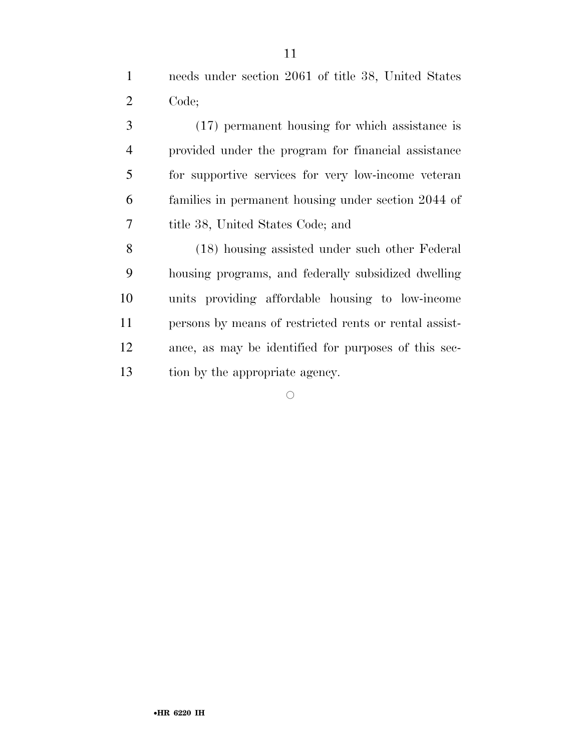needs under section 2061 of title 38, United States Code;

(17) permanent housing for which assistance is provided under the program for financial assistance for supportive services for very low-income veteran families in permanent housing under section 2044 of title 38, United States Code; and

(18) housing assisted under such other Federal housing programs, and federally subsidized dwelling units providing affordable housing to low-income persons by means of restricted rents or rental assistance, as may be identified for purposes of this section by the appropriate agency.

○